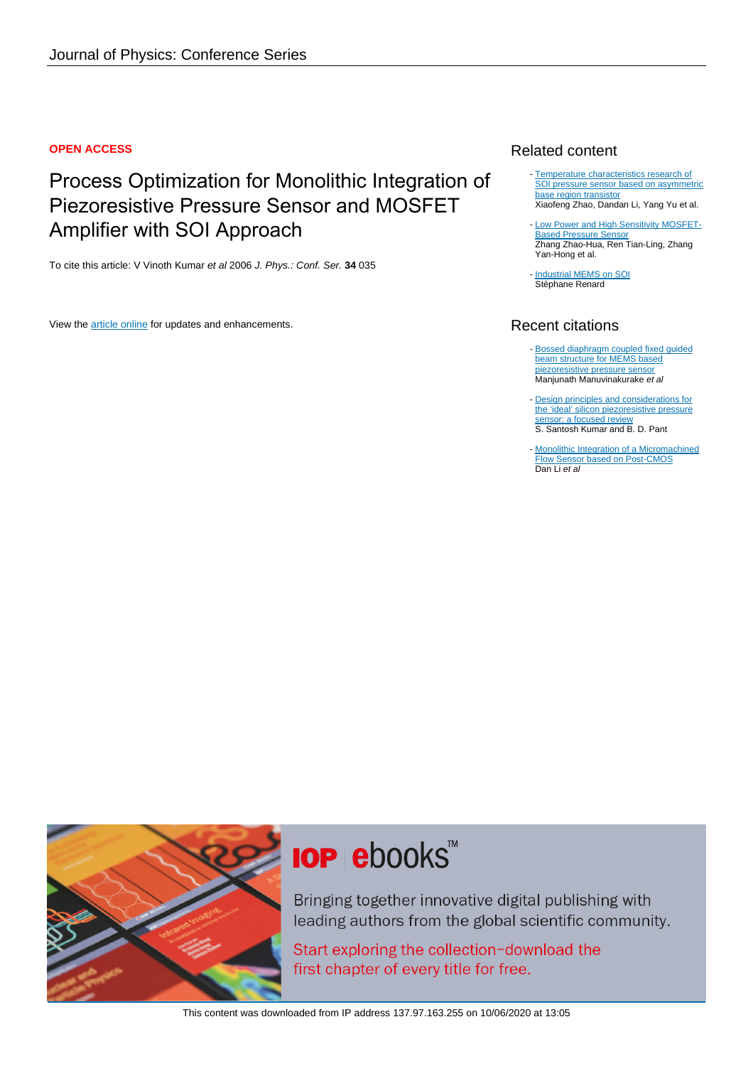Journal of Physics: Conference Series

**OPEN ACCESS**

# Process Optimization for Monolithic Integration of Piezoresistive Pressure Sensor and MOSFET Amplifier with SOI Approach

To cite this article: V Vinoth Kumar *et al* 2006 *J. Phys.: Conf. Ser.* **34** 035

View the article online for updates and enhancements.

## Related content

- Temperature characteristics research of SOI pressure sensor based on asymmetric base region transistor
  Xiaofeng Zhao, Dandan Li, Yang Yu et al.
- Low Power and High Sensitivity MOSFET-Based Pressure Sensor
  Zhang Zhao-Hua, Ren Tian-Ling, Zhang Yan-Hong et al.
- Industrial MEMS on SOI
  Stéphane Renard

## Recent citations

- Bossed diaphragm coupled fixed guided beam structure for MEMS based piezoresistive pressure sensor
  Manjunath Manuvinakurake *et al*
- Design principles and considerations for the 'ideal' silicon piezoresistive pressure sensor: a focused review
  S. Santosh Kumar and B. D. Pant
- Monolithic Integration of a Micromachined Flow Sensor based on Post-CMOS
  Dan Li *et al*

IOP ebooks™

Bringing together innovative digital publishing with leading authors from the global scientific community.

Start exploring the collection–download the first chapter of every title for free.

This content was downloaded from IP address 137.97.163.255 on 10/06/2020 at 13:05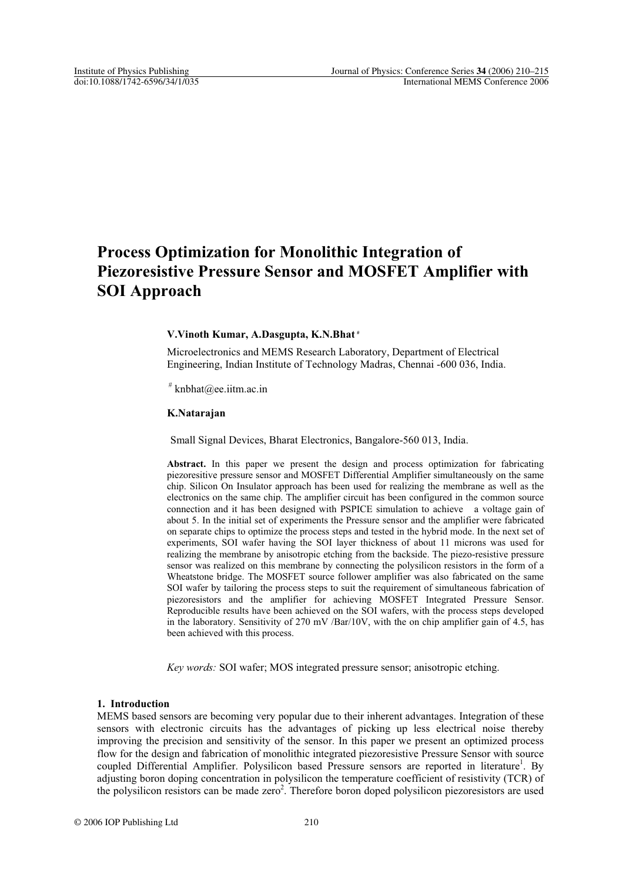# Process Optimization for Monolithic Integration of Piezoresistive Pressure Sensor and MOSFET Amplifier with SOI Approach

**V.Vinoth Kumar, A.Dasgupta, K.N.Bhat** [#]

Microelectronics and MEMS Research Laboratory, Department of Electrical Engineering, Indian Institute of Technology Madras, Chennai -600 036, India.

[#] knbhat@ee.iitm.ac.in

**K.Natarajan**

Small Signal Devices, Bharat Electronics, Bangalore-560 013, India.

**Abstract.** In this paper we present the design and process optimization for fabricating piezoresitive pressure sensor and MOSFET Differential Amplifier simultaneously on the same chip. Silicon On Insulator approach has been used for realizing the membrane as well as the electronics on the same chip. The amplifier circuit has been configured in the common source connection and it has been designed with PSPICE simulation to achieve a voltage gain of about 5. In the initial set of experiments the Pressure sensor and the amplifier were fabricated on separate chips to optimize the process steps and tested in the hybrid mode. In the next set of experiments, SOI wafer having the SOI layer thickness of about 11 microns was used for realizing the membrane by anisotropic etching from the backside. The piezo-resistive pressure sensor was realized on this membrane by connecting the polysilicon resistors in the form of a Wheatstone bridge. The MOSFET source follower amplifier was also fabricated on the same SOI wafer by tailoring the process steps to suit the requirement of simultaneous fabrication of piezoresistors and the amplifier for achieving MOSFET Integrated Pressure Sensor. Reproducible results have been achieved on the SOI wafers, with the process steps developed in the laboratory. Sensitivity of 270 mV /Bar/10V, with the on chip amplifier gain of 4.5, has been achieved with this process.

*Key words:* SOI wafer; MOS integrated pressure sensor; anisotropic etching.

## 1. Introduction

MEMS based sensors are becoming very popular due to their inherent advantages. Integration of these sensors with electronic circuits has the advantages of picking up less electrical noise thereby improving the precision and sensitivity of the sensor. In this paper we present an optimized process flow for the design and fabrication of monolithic integrated piezoresistive Pressure Sensor with source coupled Differential Amplifier. Polysilicon based Pressure sensors are reported in literature[1]. By adjusting boron doping concentration in polysilicon the temperature coefficient of resistivity (TCR) of the polysilicon resistors can be made zero[2]. Therefore boron doped polysilicon piezoresistors are used

© 2006 IOP Publishing Ltd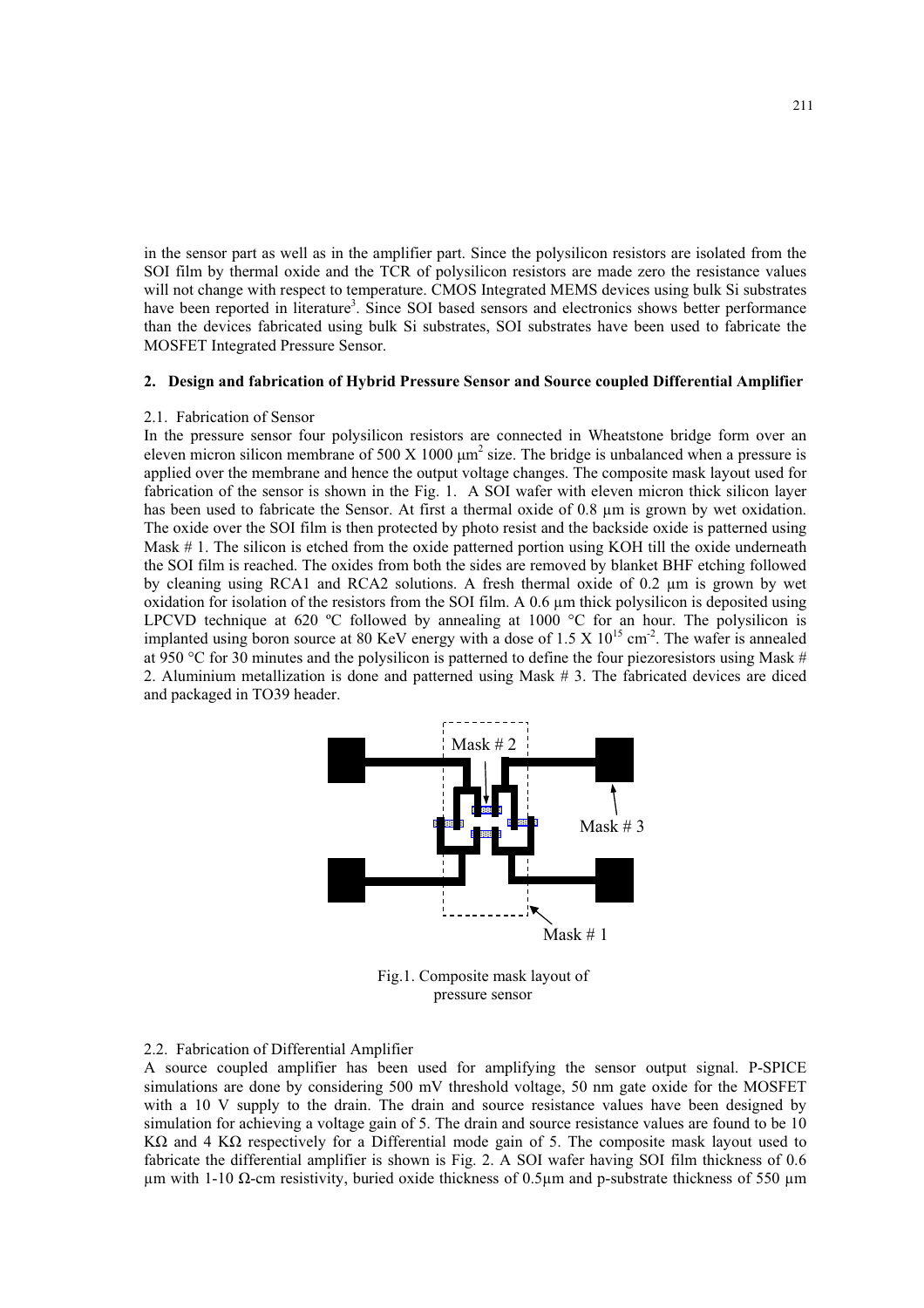in the sensor part as well as in the amplifier part. Since the polysilicon resistors are isolated from the SOI film by thermal oxide and the TCR of polysilicon resistors are made zero the resistance values will not change with respect to temperature. CMOS Integrated MEMS devices using bulk Si substrates have been reported in literature[3]. Since SOI based sensors and electronics shows better performance than the devices fabricated using bulk Si substrates, SOI substrates have been used to fabricate the MOSFET Integrated Pressure Sensor.

## 2. Design and fabrication of Hybrid Pressure Sensor and Source coupled Differential Amplifier

### 2.1. Fabrication of Sensor

In the pressure sensor four polysilicon resistors are connected in Wheatstone bridge form over an eleven micron silicon membrane of 500 X 1000 $\mu m^2$ size. The bridge is unbalanced when a pressure is applied over the membrane and hence the output voltage changes. The composite mask layout used for fabrication of the sensor is shown in the Fig. 1. A SOI wafer with eleven micron thick silicon layer has been used to fabricate the Sensor. At first a thermal oxide of 0.8 µm is grown by wet oxidation. The oxide over the SOI film is then protected by photo resist and the backside oxide is patterned using Mask # 1. The silicon is etched from the oxide patterned portion using KOH till the oxide underneath the SOI film is reached. The oxides from both the sides are removed by blanket BHF etching followed by cleaning using RCA1 and RCA2 solutions. A fresh thermal oxide of 0.2 µm is grown by wet oxidation for isolation of the resistors from the SOI film. A 0.6 µm thick polysilicon is deposited using LPCVD technique at 620 ºC followed by annealing at 1000 °C for an hour. The polysilicon is implanted using boron source at 80 KeV energy with a dose of 1.5 X $10^{15}$ $cm^{-2}$. The wafer is annealed at 950 °C for 30 minutes and the polysilicon is patterned to define the four piezoresistors using Mask # 2. Aluminium metallization is done and patterned using Mask # 3. The fabricated devices are diced and packaged in TO39 header.

Mask # 2

Mask # 3

Mask # 1

Fig.1. Composite mask layout of pressure sensor

### 2.2. Fabrication of Differential Amplifier

A source coupled amplifier has been used for amplifying the sensor output signal. P-SPICE simulations are done by considering 500 mV threshold voltage, 50 nm gate oxide for the MOSFET with a 10 V supply to the drain. The drain and source resistance values have been designed by simulation for achieving a voltage gain of 5. The drain and source resistance values are found to be 10 KΩ and 4 KΩ respectively for a Differential mode gain of 5. The composite mask layout used to fabricate the differential amplifier is shown is Fig. 2. A SOI wafer having SOI film thickness of 0.6 µm with 1-10 Ω-cm resistivity, buried oxide thickness of 0.5µm and p-substrate thickness of 550 µm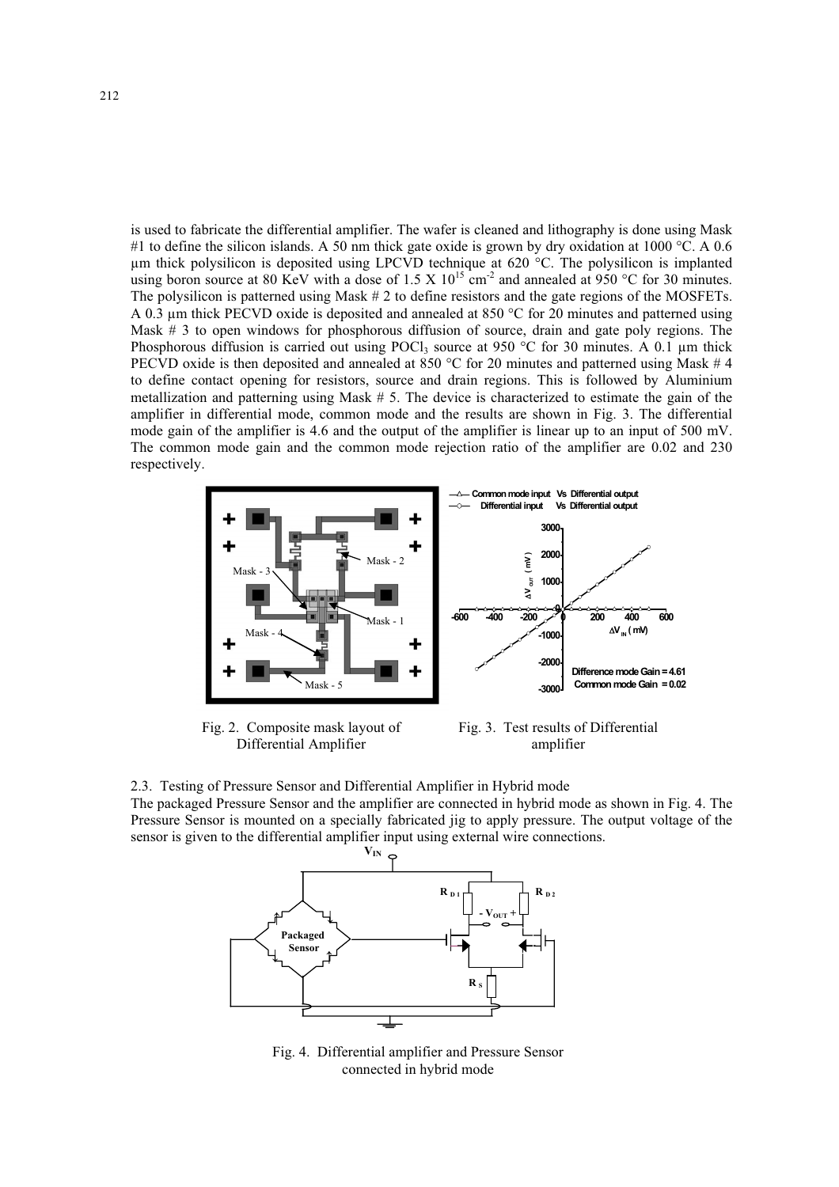is used to fabricate the differential amplifier. The wafer is cleaned and lithography is done using Mask #1 to define the silicon islands. A 50 nm thick gate oxide is grown by dry oxidation at 1000 °C. A 0.6 µm thick polysilicon is deposited using LPCVD technique at 620 °C. The polysilicon is implanted using boron source at 80 KeV with a dose of 1.5 X $10^{15}$ $cm^{-2}$ and annealed at 950 °C for 30 minutes. The polysilicon is patterned using Mask # 2 to define resistors and the gate regions of the MOSFETs. A 0.3 µm thick PECVD oxide is deposited and annealed at 850 °C for 20 minutes and patterned using Mask # 3 to open windows for phosphorous diffusion of source, drain and gate poly regions. The Phosphorous diffusion is carried out using $POCl_3$ source at 950 °C for 30 minutes. A 0.1 µm thick PECVD oxide is then deposited and annealed at 850 °C for 20 minutes and patterned using Mask # 4 to define contact opening for resistors, source and drain regions. This is followed by Aluminium metallization and patterning using Mask # 5. The device is characterized to estimate the gain of the amplifier in differential mode, common mode and the results are shown in Fig. 3. The differential mode gain of the amplifier is 4.6 and the output of the amplifier is linear up to an input of 500 mV. The common mode gain and the common mode rejection ratio of the amplifier are 0.02 and 230 respectively.

Fig. 2. Composite mask layout of Differential Amplifier

Fig. 3. Test results of Differential amplifier

2.3. Testing of Pressure Sensor and Differential Amplifier in Hybrid mode

The packaged Pressure Sensor and the amplifier are connected in hybrid mode as shown in Fig. 4. The Pressure Sensor is mounted on a specially fabricated jig to apply pressure. The output voltage of the sensor is given to the differential amplifier input using external wire connections.

Fig. 4. Differential amplifier and Pressure Sensor connected in hybrid mode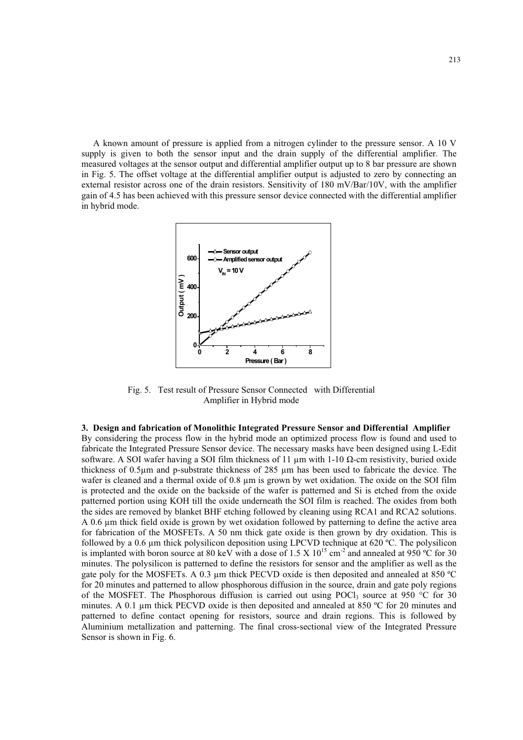A known amount of pressure is applied from a nitrogen cylinder to the pressure sensor. A 10 V supply is given to both the sensor input and the drain supply of the differential amplifier. The measured voltages at the sensor output and differential amplifier output up to 8 bar pressure are shown in Fig. 5. The offset voltage at the differential amplifier output is adjusted to zero by connecting an external resistor across one of the drain resistors. Sensitivity of 180 mV/Bar/10V, with the amplifier gain of 4.5 has been achieved with this pressure sensor device connected with the differential amplifier in hybrid mode.

Fig. 5. Test result of Pressure Sensor Connected with Differential Amplifier in Hybrid mode

### 3. Design and fabrication of Monolithic Integrated Pressure Sensor and Differential Amplifier

By considering the process flow in the hybrid mode an optimized process flow is found and used to fabricate the Integrated Pressure Sensor device. The necessary masks have been designed using L-Edit software. A SOI wafer having a SOI film thickness of 11 µm with 1-10 Ω-cm resistivity, buried oxide thickness of 0.5µm and p-substrate thickness of 285 µm has been used to fabricate the device. The wafer is cleaned and a thermal oxide of 0.8 µm is grown by wet oxidation. The oxide on the SOI film is protected and the oxide on the backside of the wafer is patterned and Si is etched from the oxide patterned portion using KOH till the oxide underneath the SOI film is reached. The oxides from both the sides are removed by blanket BHF etching followed by cleaning using RCA1 and RCA2 solutions. A 0.6 µm thick field oxide is grown by wet oxidation followed by patterning to define the active area for fabrication of the MOSFETs. A 50 nm thick gate oxide is then grown by dry oxidation. This is followed by a 0.6 µm thick polysilicon deposition using LPCVD technique at 620 ºC. The polysilicon is implanted with boron source at 80 keV with a dose of $1.5 \times 10^{15}$ cm$^{-2}$ and annealed at 950 ºC for 30 minutes. The polysilicon is patterned to define the resistors for sensor and the amplifier as well as the gate poly for the MOSFETs. A 0.3 µm thick PECVD oxide is then deposited and annealed at 850 ºC for 20 minutes and patterned to allow phosphorous diffusion in the source, drain and gate poly regions of the MOSFET. The Phosphorous diffusion is carried out using $POCl_3$ source at 950 °C for 30 minutes. A 0.1 µm thick PECVD oxide is then deposited and annealed at 850 ºC for 20 minutes and patterned to define contact opening for resistors, source and drain regions. This is followed by Aluminium metallization and patterning. The final cross-sectional view of the Integrated Pressure Sensor is shown in Fig. 6.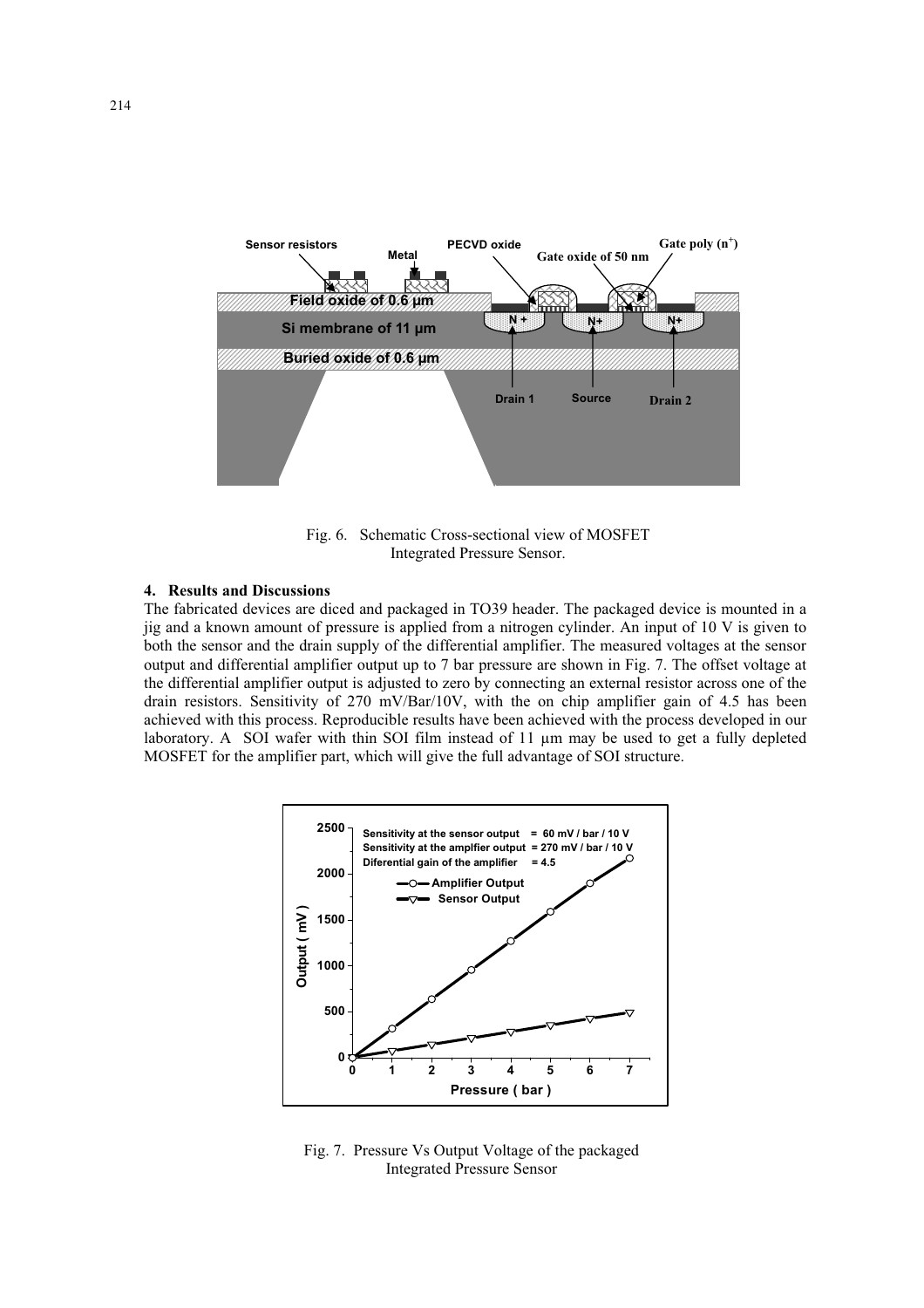Fig. 6. Schematic Cross-sectional view of MOSFET Integrated Pressure Sensor.

#### 4. Results and Discussions

The fabricated devices are diced and packaged in TO39 header. The packaged device is mounted in a jig and a known amount of pressure is applied from a nitrogen cylinder. An input of 10 V is given to both the sensor and the drain supply of the differential amplifier. The measured voltages at the sensor output and differential amplifier output up to 7 bar pressure are shown in Fig. 7. The offset voltage at the differential amplifier output is adjusted to zero by connecting an external resistor across one of the drain resistors. Sensitivity of 270 mV/Bar/10V, with the on chip amplifier gain of 4.5 has been achieved with this process. Reproducible results have been achieved with the process developed in our laboratory. A SOI wafer with thin SOI film instead of 11 µm may be used to get a fully depleted MOSFET for the amplifier part, which will give the full advantage of SOI structure.

Fig. 7. Pressure Vs Output Voltage of the packaged Integrated Pressure Sensor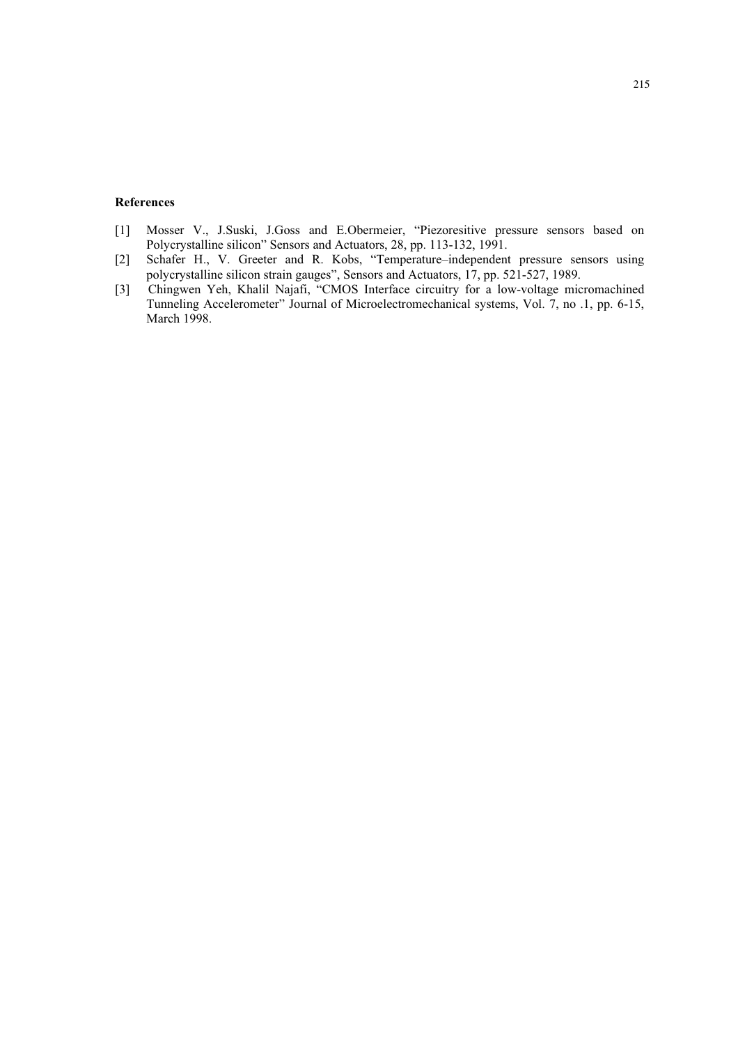**References**

[1] Mosser V., J.Suski, J.Goss and E.Obermeier, "Piezoresitive pressure sensors based on Polycrystalline silicon" Sensors and Actuators, 28, pp. 113-132, 1991.

[2] Schafer H., V. Greeter and R. Kobs, "Temperature–independent pressure sensors using polycrystalline silicon strain gauges", Sensors and Actuators, 17, pp. 521-527, 1989.

[3] Chingwen Yeh, Khalil Najafi, "CMOS Interface circuitry for a low-voltage micromachined Tunneling Accelerometer" Journal of Microelectromechanical systems, Vol. 7, no .1, pp. 6-15, March 1998.